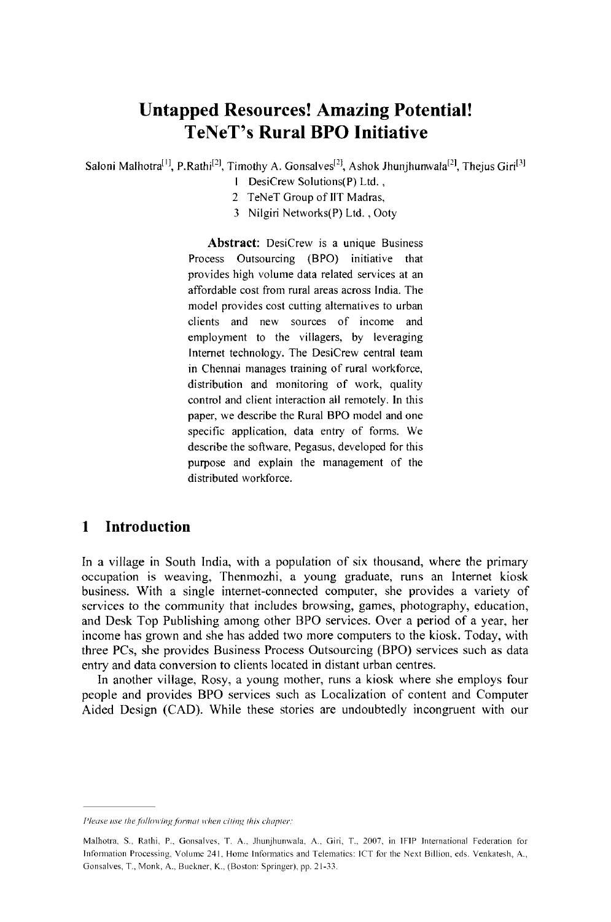# Untapped Resources! Amazing Potential! TeNeT's Rural BPO Initiative

Saloni Malhotra[1], P.Rathi[2], Timothy A. Gonsalves[2], Ashok Jhunjhunwala[2], Thejus Giri[3]

1 DesiCrew Solutions(P) Ltd. ,
2 TeNeT Group of IIT Madras,
3 Nilgiri Networks(P) Ltd. , Ooty

**Abstract:** DesiCrew is a unique Business Process Outsourcing (BPO) initiative that provides high volume data related services at an affordable cost from rural areas across India. The model provides cost cutting alternatives to urban clients and new sources of income and employment to the villagers, by leveraging Internet technology. The DesiCrew central team in Chennai manages training of rural workforce, distribution and monitoring of work, quality control and client interaction all remotely. In this paper, we describe the Rural BPO model and one specific application, data entry of forms. We describe the software, Pegasus, developed for this purpose and explain the management of the distributed workforce.

## 1 Introduction

In a village in South India, with a population of six thousand, where the primary occupation is weaving, Thenmozhi, a young graduate, runs an Internet kiosk business. With a single internet-connected computer, she provides a variety of services to the community that includes browsing, games, photography, education, and Desk Top Publishing among other BPO services. Over a period of a year, her income has grown and she has added two more computers to the kiosk. Today, with three PCs, she provides Business Process Outsourcing (BPO) services such as data entry and data conversion to clients located in distant urban centres.

In another village, Rosy, a young mother, runs a kiosk where she employs four people and provides BPO services such as Localization of content and Computer Aided Design (CAD). While these stories are undoubtedly incongruent with our

*Please use the following format when citing this chapter:*

Malhotra, S., Rathi, P., Gonsalves, T. A., Jhunjhunwala, A., Giri, T., 2007, in IFIP International Federation for Information Processing, Volume 241, Home Informatics and Telematics: ICT for the Next Billion, eds. Venkatesh, A., Gonsalves, T., Monk, A., Buckner, K., (Boston: Springer), pp. 21-33.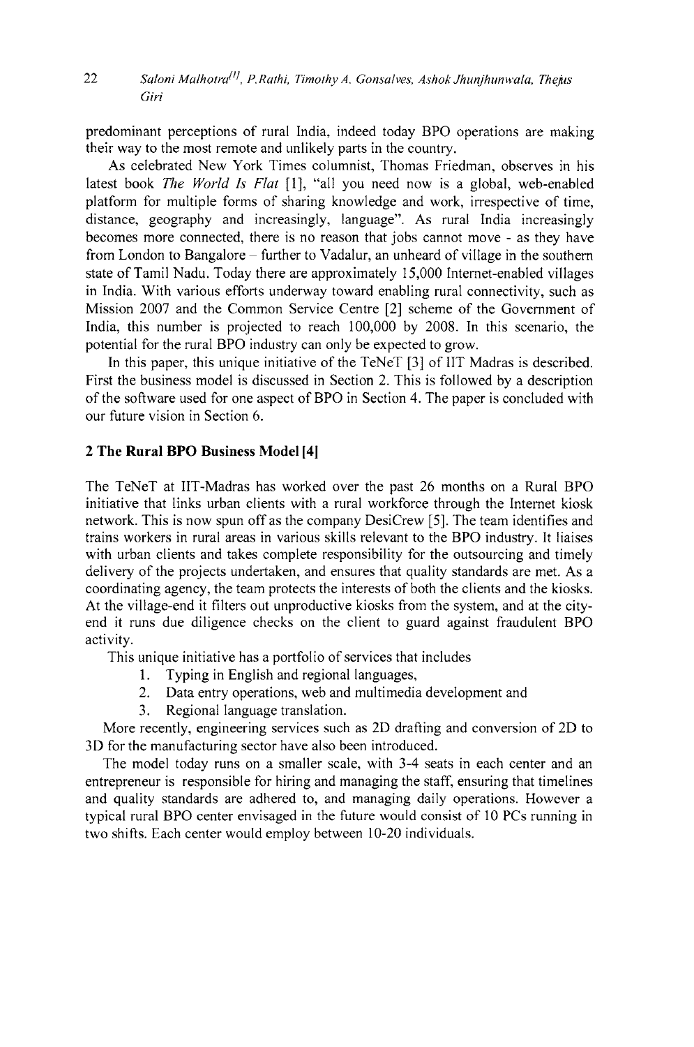predominant perceptions of rural India, indeed today BPO operations are making their way to the most remote and unlikely parts in the country.

As celebrated New York Times columnist, Thomas Friedman, observes in his latest book *The World Is Flat* [1], "all you need now is a global, web-enabled platform for multiple forms of sharing knowledge and work, irrespective of time, distance, geography and increasingly, language". As rural India increasingly becomes more connected, there is no reason that jobs cannot move - as they have from London to Bangalore – further to Vadalur, an unheard of village in the southern state of Tamil Nadu. Today there are approximately 15,000 Internet-enabled villages in India. With various efforts underway toward enabling rural connectivity, such as Mission 2007 and the Common Service Centre [2] scheme of the Government of India, this number is projected to reach 100,000 by 2008. In this scenario, the potential for the rural BPO industry can only be expected to grow.

In this paper, this unique initiative of the TeNeT [3] of IIT Madras is described. First the business model is discussed in Section 2. This is followed by a description of the software used for one aspect of BPO in Section 4. The paper is concluded with our future vision in Section 6.

## 2 The Rural BPO Business Model [4]

The TeNeT at IIT-Madras has worked over the past 26 months on a Rural BPO initiative that links urban clients with a rural workforce through the Internet kiosk network. This is now spun off as the company DesiCrew [5]. The team identifies and trains workers in rural areas in various skills relevant to the BPO industry. It liaises with urban clients and takes complete responsibility for the outsourcing and timely delivery of the projects undertaken, and ensures that quality standards are met. As a coordinating agency, the team protects the interests of both the clients and the kiosks. At the village-end it filters out unproductive kiosks from the system, and at the city-end it runs due diligence checks on the client to guard against fraudulent BPO activity.

This unique initiative has a portfolio of services that includes

1. Typing in English and regional languages,
2. Data entry operations, web and multimedia development and
3. Regional language translation.

More recently, engineering services such as 2D drafting and conversion of 2D to 3D for the manufacturing sector have also been introduced.

The model today runs on a smaller scale, with 3-4 seats in each center and an entrepreneur is responsible for hiring and managing the staff, ensuring that timelines and quality standards are adhered to, and managing daily operations. However a typical rural BPO center envisaged in the future would consist of 10 PCs running in two shifts. Each center would employ between 10-20 individuals.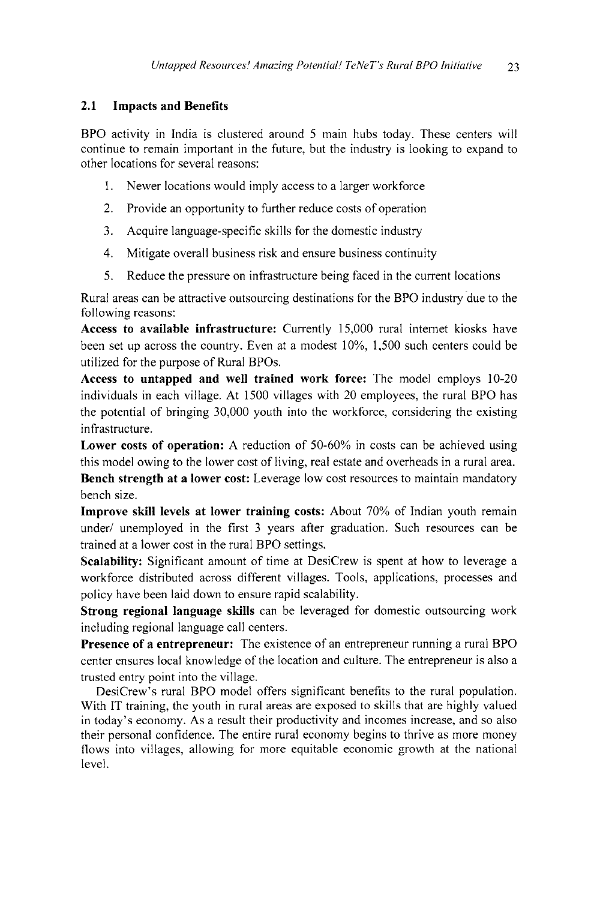### 2.1 Impacts and Benefits

BPO activity in India is clustered around 5 main hubs today. These centers will continue to remain important in the future, but the industry is looking to expand to other locations for several reasons:

1. Newer locations would imply access to a larger workforce
2. Provide an opportunity to further reduce costs of operation
3. Acquire language-specific skills for the domestic industry
4. Mitigate overall business risk and ensure business continuity
5. Reduce the pressure on infrastructure being faced in the current locations

Rural areas can be attractive outsourcing destinations for the BPO industry due to the following reasons:

**Access to available infrastructure:** Currently 15,000 rural internet kiosks have been set up across the country. Even at a modest 10%, 1,500 such centers could be utilized for the purpose of Rural BPOs.

**Access to untapped and well trained work force:** The model employs 10-20 individuals in each village. At 1500 villages with 20 employees, the rural BPO has the potential of bringing 30,000 youth into the workforce, considering the existing infrastructure.

**Lower costs of operation:** A reduction of 50-60% in costs can be achieved using this model owing to the lower cost of living, real estate and overheads in a rural area.

**Bench strength at a lower cost:** Leverage low cost resources to maintain mandatory bench size.

**Improve skill levels at lower training costs:** About 70% of Indian youth remain under/ unemployed in the first 3 years after graduation. Such resources can be trained at a lower cost in the rural BPO settings.

**Scalability:** Significant amount of time at DesiCrew is spent at how to leverage a workforce distributed across different villages. Tools, applications, processes and policy have been laid down to ensure rapid scalability.

**Strong regional language skills** can be leveraged for domestic outsourcing work including regional language call centers.

**Presence of a entrepreneur:** The existence of an entrepreneur running a rural BPO center ensures local knowledge of the location and culture. The entrepreneur is also a trusted entry point into the village.

DesiCrew's rural BPO model offers significant benefits to the rural population. With IT training, the youth in rural areas are exposed to skills that are highly valued in today's economy. As a result their productivity and incomes increase, and so also their personal confidence. The entire rural economy begins to thrive as more money flows into villages, allowing for more equitable economic growth at the national level.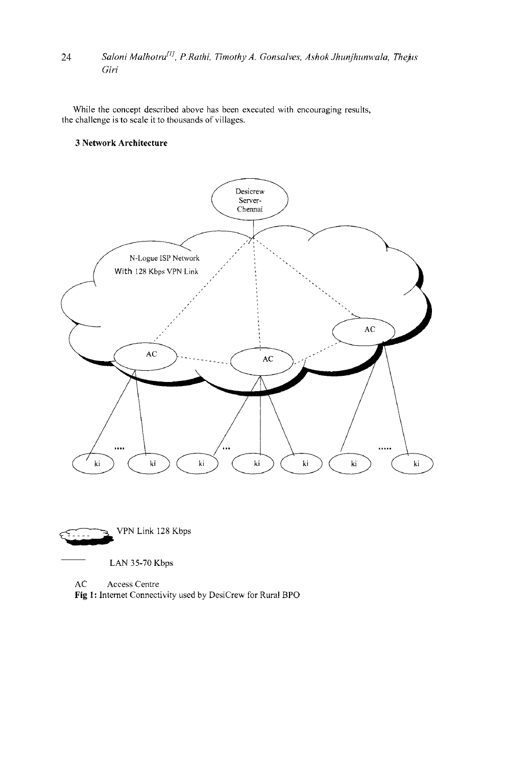While the concept described above has been executed with encouraging results, the challenge is to scale it to thousands of villages.

## 3 Network Architecture

Desicrew Server-Chennai

N-Logue ISP Network With 128 Kbps VPN Link

AC AC AC

ki ki ki ki ki ki ki

VPN Link 128 Kbps

LAN 35-70 Kbps

AC Access Centre

**Fig 1:** Internet Connectivity used by DesiCrew for Rural BPO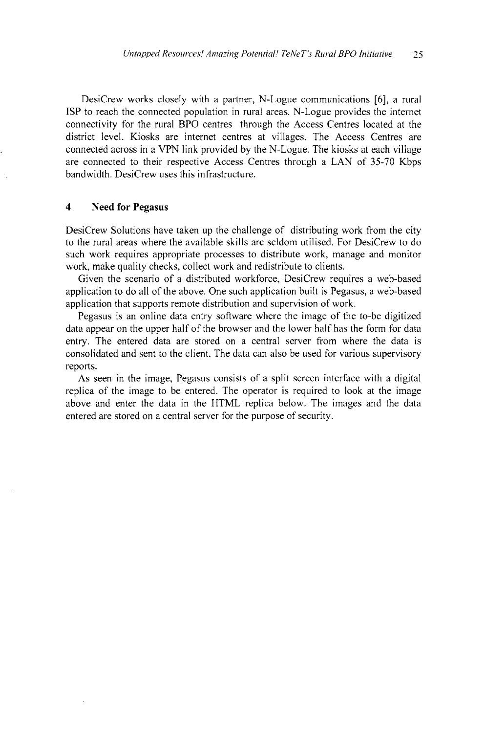DesiCrew works closely with a partner, N-Logue communications [6], a rural ISP to reach the connected population in rural areas. N-Logue provides the internet connectivity for the rural BPO centres through the Access Centres located at the district level. Kiosks are internet centres at villages. The Access Centres are connected across in a VPN link provided by the N-Logue. The kiosks at each village are connected to their respective Access Centres through a LAN of 35-70 Kbps bandwidth. DesiCrew uses this infrastructure.

## 4 Need for Pegasus

DesiCrew Solutions have taken up the challenge of distributing work from the city to the rural areas where the available skills are seldom utilised. For DesiCrew to do such work requires appropriate processes to distribute work, manage and monitor work, make quality checks, collect work and redistribute to clients.

Given the scenario of a distributed workforce, DesiCrew requires a web-based application to do all of the above. One such application built is Pegasus, a web-based application that supports remote distribution and supervision of work.

Pegasus is an online data entry software where the image of the to-be digitized data appear on the upper half of the browser and the lower half has the form for data entry. The entered data are stored on a central server from where the data is consolidated and sent to the client. The data can also be used for various supervisory reports.

As seen in the image, Pegasus consists of a split screen interface with a digital replica of the image to be entered. The operator is required to look at the image above and enter the data in the HTML replica below. The images and the data entered are stored on a central server for the purpose of security.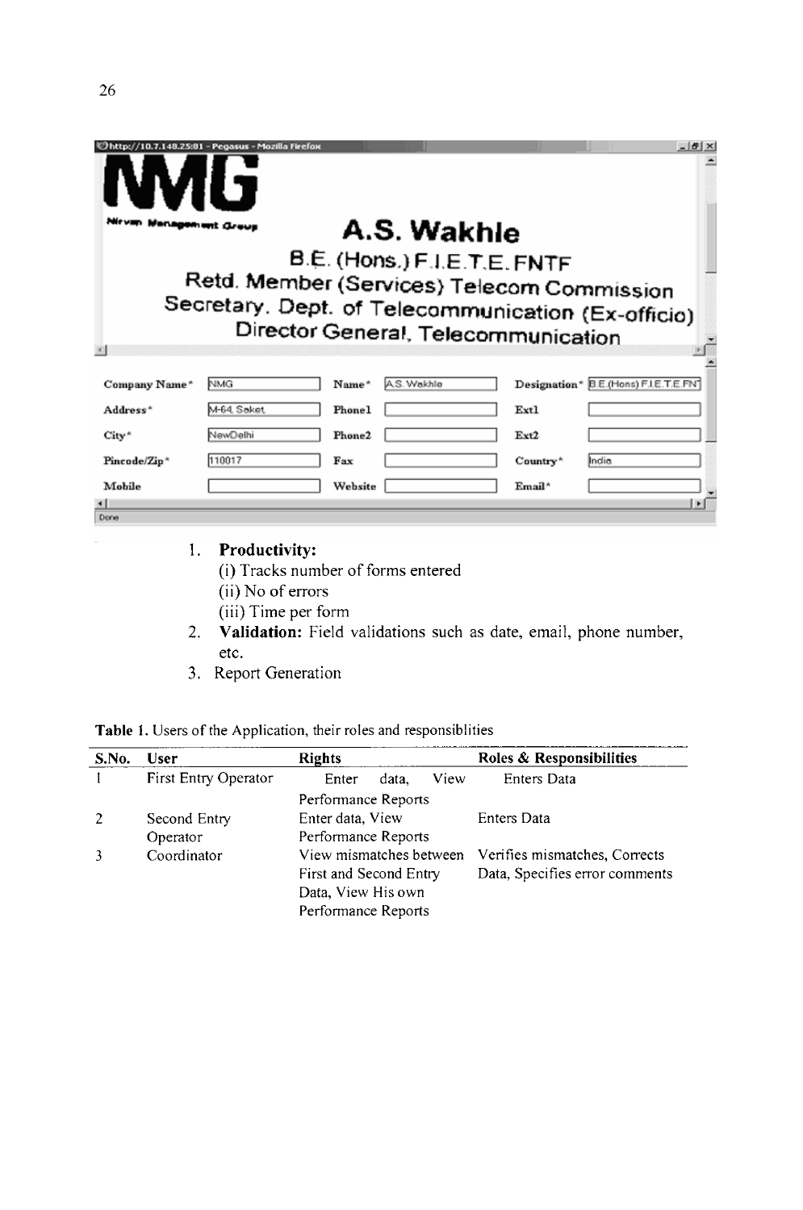1. **Productivity:**
   (i) Tracks number of forms entered
   (ii) No of errors
   (iii) Time per form
2. **Validation:** Field validations such as date, email, phone number, etc.
3. Report Generation

**Table 1.** Users of the Application, their roles and responsiblities

| S.No. | User | Rights | Roles & Responsibilities |
|---|---|---|---|
| 1 | First Entry Operator | Enter data, View Performance Reports | Enters Data |
| 2 | Second Entry Operator | Enter data, View Performance Reports | Enters Data |
| 3 | Coordinator | View mismatches between First and Second Entry Data, View His own Performance Reports | Verifies mismatches, Corrects Data, Specifies error comments |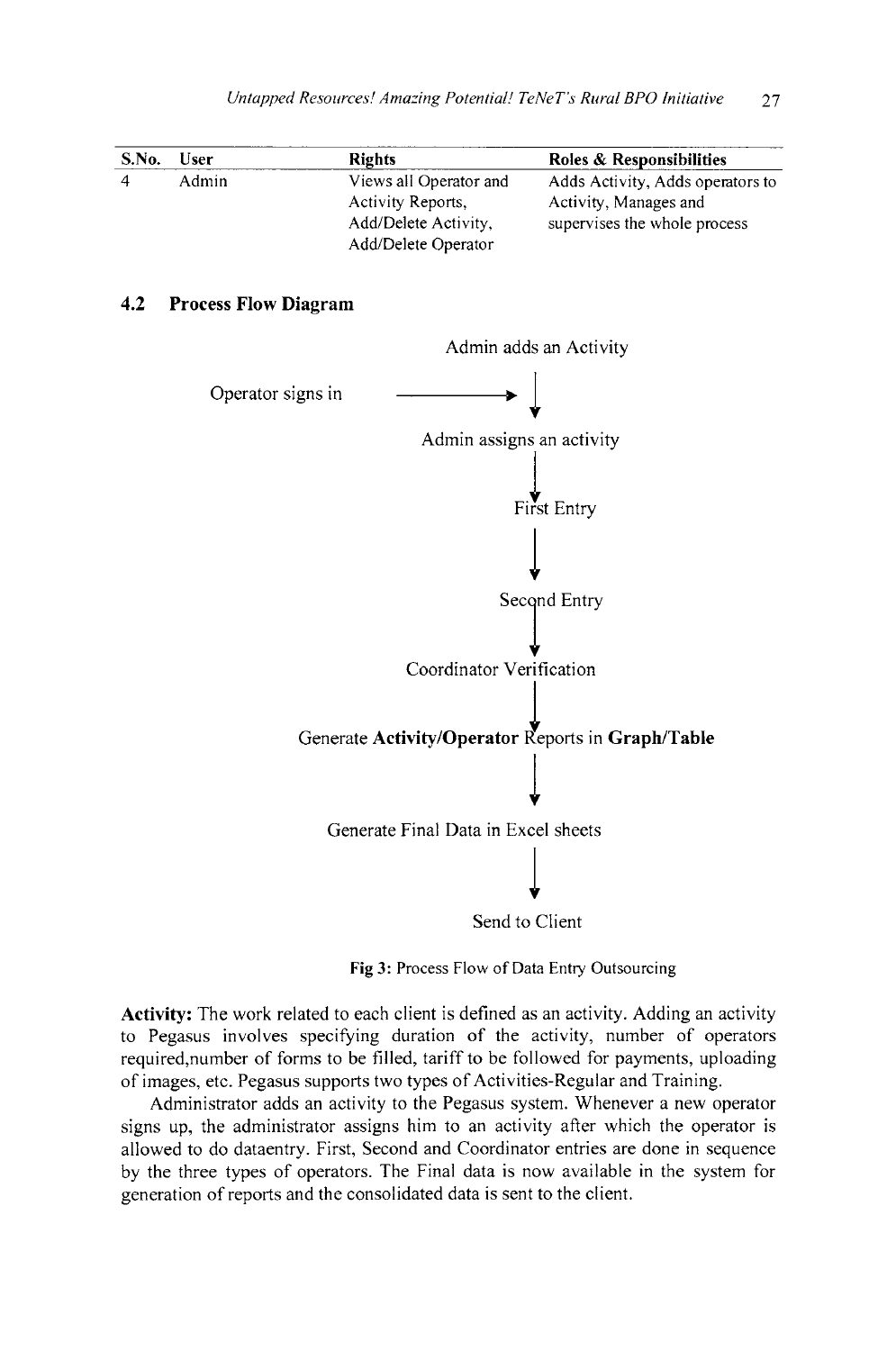| S.No. | User | Rights | Roles & Responsibilities |
|---|---|---|---|
| 4 | Admin | Views all Operator and Activity Reports, Add/Delete Activity, Add/Delete Operator | Adds Activity, Adds operators to Activity, Manages and supervises the whole process |

## 4.2 Process Flow Diagram

Admin adds an Activity

Operator signs in →

↓

Admin assigns an activity

↓

First Entry

↓

Second Entry

↓

Coordinator Verification

↓

Generate **Activity/Operator** Reports in **Graph/Table**

↓

Generate Final Data in Excel sheets

↓

Send to Client

**Fig 3:** Process Flow of Data Entry Outsourcing

**Activity:** The work related to each client is defined as an activity. Adding an activity to Pegasus involves specifying duration of the activity, number of operators required,number of forms to be filled, tariff to be followed for payments, uploading of images, etc. Pegasus supports two types of Activities-Regular and Training.

Administrator adds an activity to the Pegasus system. Whenever a new operator signs up, the administrator assigns him to an activity after which the operator is allowed to do dataentry. First, Second and Coordinator entries are done in sequence by the three types of operators. The Final data is now available in the system for generation of reports and the consolidated data is sent to the client.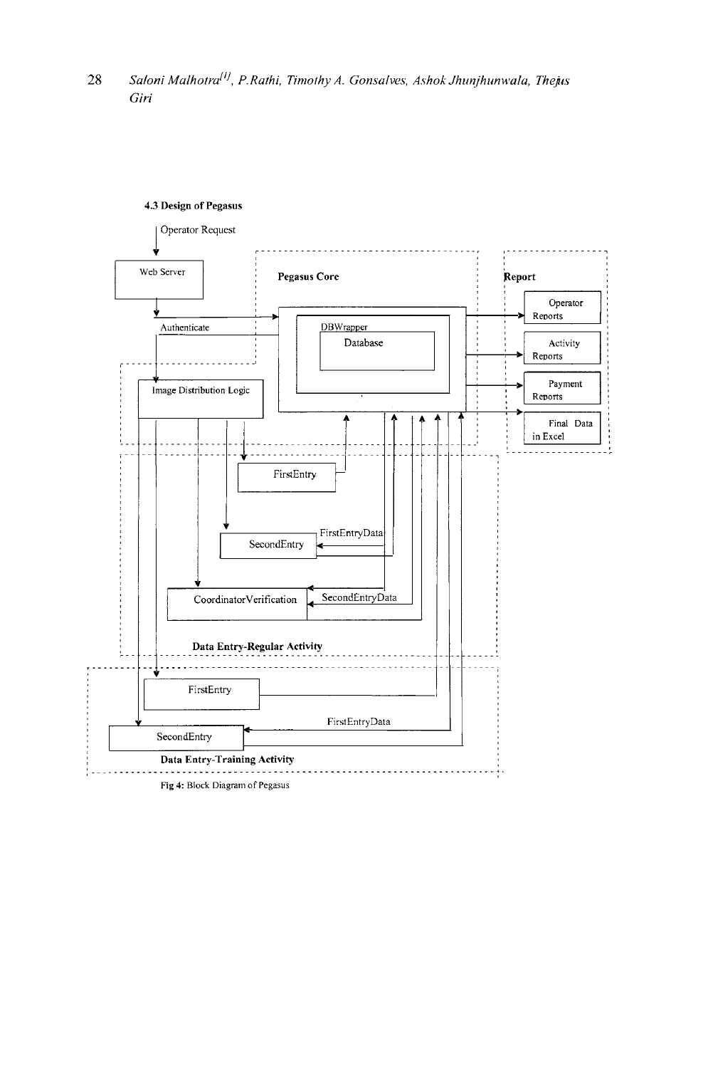### 4.3 Design of Pegasus

Operator Request

Web Server

Authenticate

Pegasus Core

DBWrapper

Database

Report

Operator Reports

Activity Reports

Payment Reports

Final Data in Excel

Image Distribution Logic

FirstEntry

SecondEntry

FirstEntryData

CoordinatorVerification

SecondEntryData

Data Entry-Regular Activity

FirstEntry

FirstEntryData

SecondEntry

Data Entry-Training Activity

Fig 4: Block Diagram of Pegasus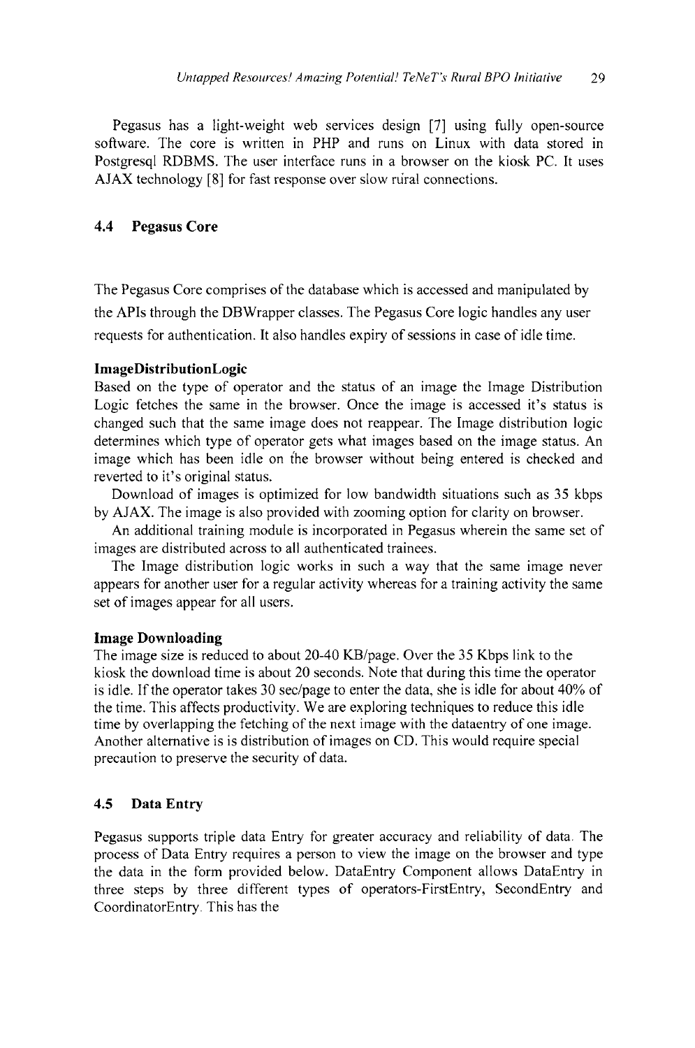Pegasus has a light-weight web services design [7] using fully open-source software. The core is written in PHP and runs on Linux with data stored in Postgresql RDBMS. The user interface runs in a browser on the kiosk PC. It uses AJAX technology [8] for fast response over slow rural connections.

## 4.4 Pegasus Core

The Pegasus Core comprises of the database which is accessed and manipulated by the APIs through the DBWrapper classes. The Pegasus Core logic handles any user requests for authentication. It also handles expiry of sessions in case of idle time.

**ImageDistributionLogic**

Based on the type of operator and the status of an image the Image Distribution Logic fetches the same in the browser. Once the image is accessed it's status is changed such that the same image does not reappear. The Image distribution logic determines which type of operator gets what images based on the image status. An image which has been idle on the browser without being entered is checked and reverted to it's original status.

Download of images is optimized for low bandwidth situations such as 35 kbps by AJAX. The image is also provided with zooming option for clarity on browser.

An additional training module is incorporated in Pegasus wherein the same set of images are distributed across to all authenticated trainees.

The Image distribution logic works in such a way that the same image never appears for another user for a regular activity whereas for a training activity the same set of images appear for all users.

**Image Downloading**

The image size is reduced to about 20-40 KB/page. Over the 35 Kbps link to the kiosk the download time is about 20 seconds. Note that during this time the operator is idle. If the operator takes 30 sec/page to enter the data, she is idle for about 40% of the time. This affects productivity. We are exploring techniques to reduce this idle time by overlapping the fetching of the next image with the dataentry of one image. Another alternative is is distribution of images on CD. This would require special precaution to preserve the security of data.

## 4.5 Data Entry

Pegasus supports triple data Entry for greater accuracy and reliability of data. The process of Data Entry requires a person to view the image on the browser and type the data in the form provided below. DataEntry Component allows DataEntry in three steps by three different types of operators-FirstEntry, SecondEntry and CoordinatorEntry. This has the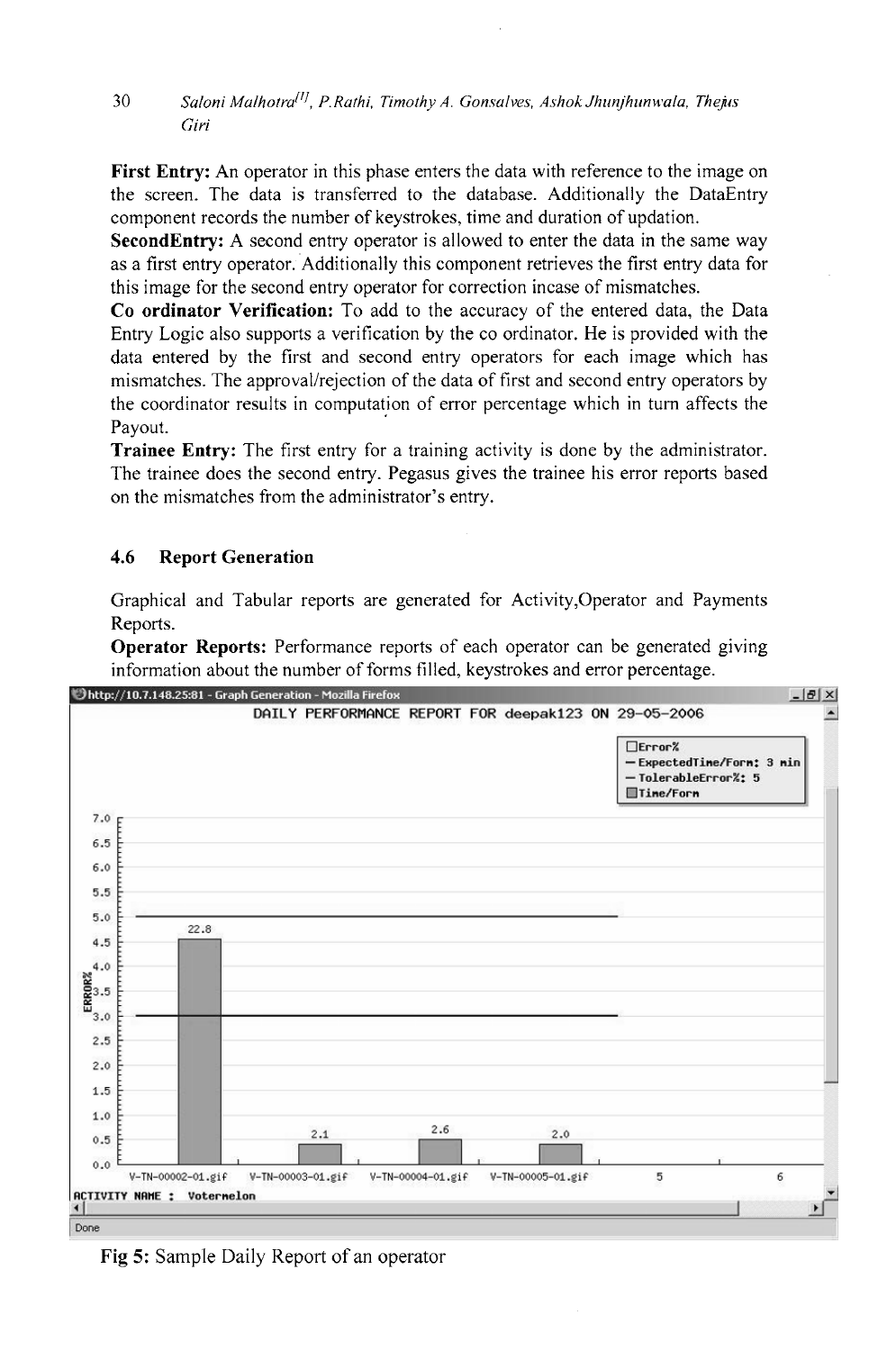**First Entry:** An operator in this phase enters the data with reference to the image on the screen. The data is transferred to the database. Additionally the DataEntry component records the number of keystrokes, time and duration of updation.

**SecondEntry:** A second entry operator is allowed to enter the data in the same way as a first entry operator. Additionally this component retrieves the first entry data for this image for the second entry operator for correction incase of mismatches.

**Co ordinator Verification:** To add to the accuracy of the entered data, the Data Entry Logic also supports a verification by the co ordinator. He is provided with the data entered by the first and second entry operators for each image which has mismatches. The approval/rejection of the data of first and second entry operators by the coordinator results in computation of error percentage which in turn affects the Payout.

**Trainee Entry:** The first entry for a training activity is done by the administrator. The trainee does the second entry. Pegasus gives the trainee his error reports based on the mismatches from the administrator's entry.

### 4.6 Report Generation

Graphical and Tabular reports are generated for Activity,Operator and Payments Reports.

**Operator Reports:** Performance reports of each operator can be generated giving information about the number of forms filled, keystrokes and error percentage.

Fig 5: Sample Daily Report of an operator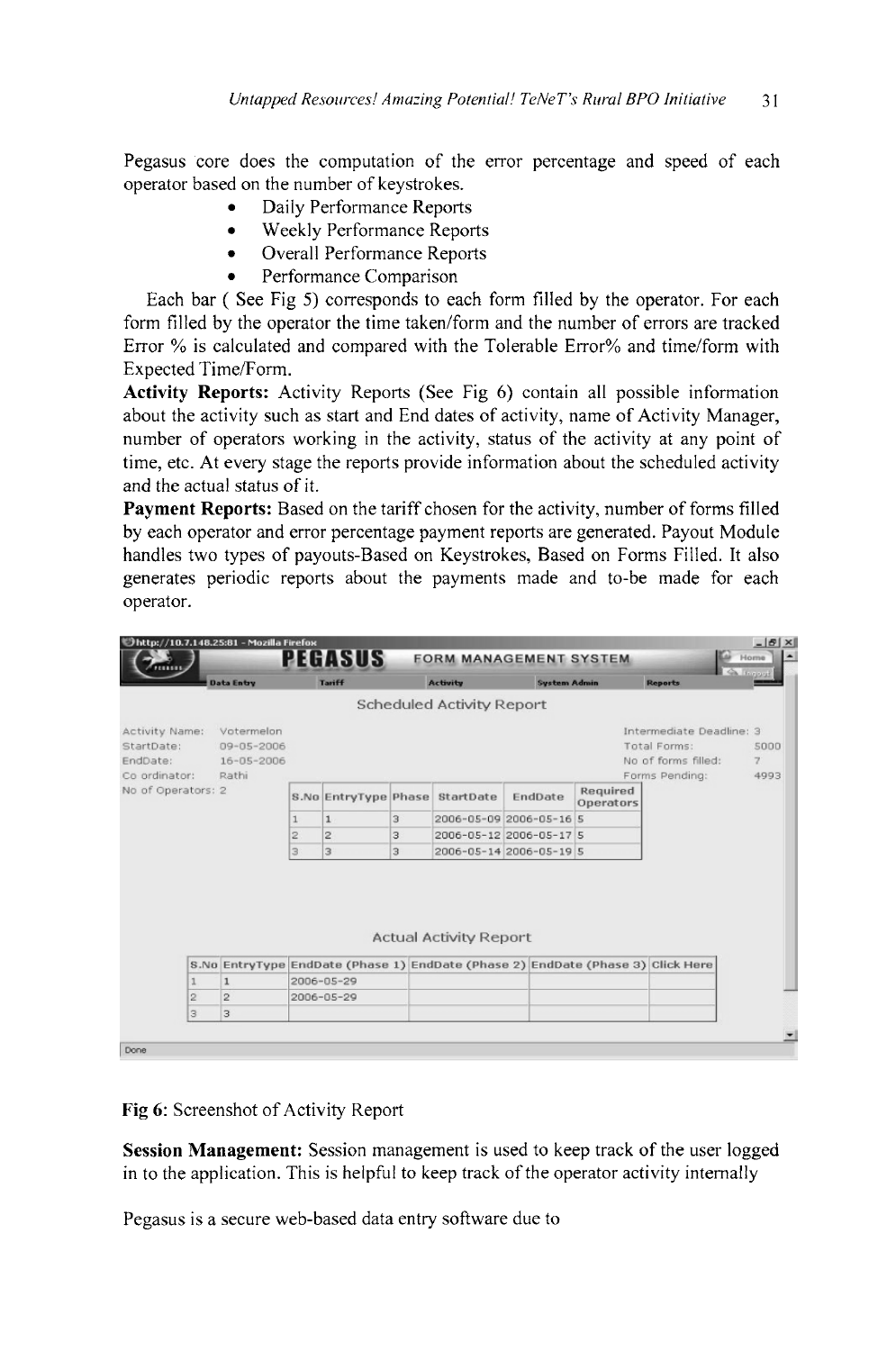Pegasus core does the computation of the error percentage and speed of each operator based on the number of keystrokes.

- Daily Performance Reports
- Weekly Performance Reports
- Overall Performance Reports
- Performance Comparison

Each bar ( See Fig 5) corresponds to each form filled by the operator. For each form filled by the operator the time taken/form and the number of errors are tracked Error % is calculated and compared with the Tolerable Error% and time/form with Expected Time/Form.

**Activity Reports:** Activity Reports (See Fig 6) contain all possible information about the activity such as start and End dates of activity, name of Activity Manager, number of operators working in the activity, status of the activity at any point of time, etc. At every stage the reports provide information about the scheduled activity and the actual status of it.

**Payment Reports:** Based on the tariff chosen for the activity, number of forms filled by each operator and error percentage payment reports are generated. Payout Module handles two types of payouts-Based on Keystrokes, Based on Forms Filled. It also generates periodic reports about the payments made and to-be made for each operator.

**Fig 6**: Screenshot of Activity Report

**Session Management:** Session management is used to keep track of the user logged in to the application. This is helpful to keep track of the operator activity internally

Pegasus is a secure web-based data entry software due to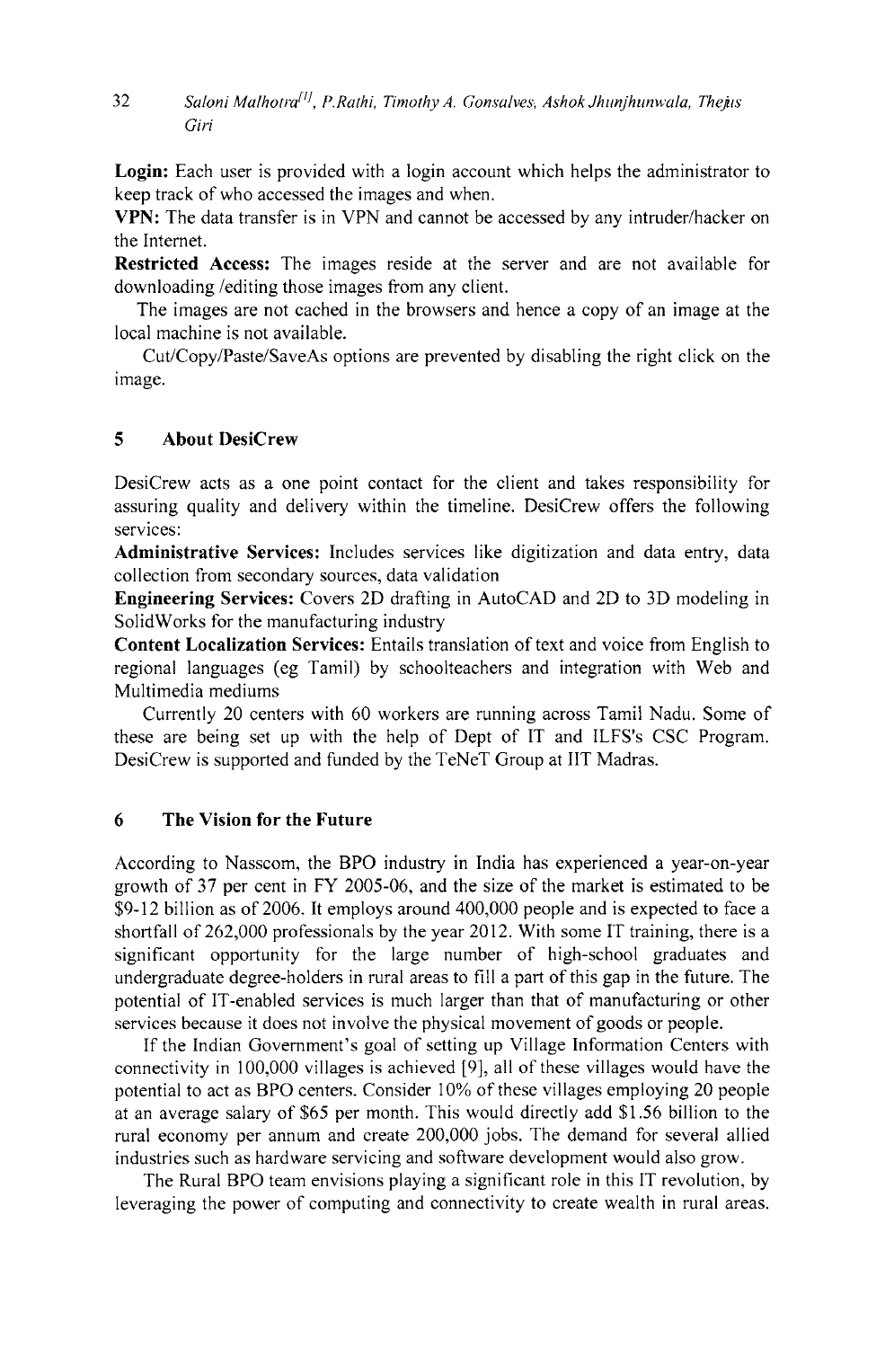**Login:** Each user is provided with a login account which helps the administrator to keep track of who accessed the images and when.

**VPN:** The data transfer is in VPN and cannot be accessed by any intruder/hacker on the Internet.

**Restricted Access:** The images reside at the server and are not available for downloading /editing those images from any client.

The images are not cached in the browsers and hence a copy of an image at the local machine is not available.

Cut/Copy/Paste/SaveAs options are prevented by disabling the right click on the image.

## 5 About DesiCrew

DesiCrew acts as a one point contact for the client and takes responsibility for assuring quality and delivery within the timeline. DesiCrew offers the following services:

**Administrative Services:** Includes services like digitization and data entry, data collection from secondary sources, data validation

**Engineering Services:** Covers 2D drafting in AutoCAD and 2D to 3D modeling in SolidWorks for the manufacturing industry

**Content Localization Services:** Entails translation of text and voice from English to regional languages (eg Tamil) by schoolteachers and integration with Web and Multimedia mediums

Currently 20 centers with 60 workers are running across Tamil Nadu. Some of these are being set up with the help of Dept of IT and ILFS's CSC Program. DesiCrew is supported and funded by the TeNeT Group at IIT Madras.

## 6 The Vision for the Future

According to Nasscom, the BPO industry in India has experienced a year-on-year growth of 37 per cent in FY 2005-06, and the size of the market is estimated to be \$9-12 billion as of 2006. It employs around 400,000 people and is expected to face a shortfall of 262,000 professionals by the year 2012. With some IT training, there is a significant opportunity for the large number of high-school graduates and undergraduate degree-holders in rural areas to fill a part of this gap in the future. The potential of IT-enabled services is much larger than that of manufacturing or other services because it does not involve the physical movement of goods or people.

If the Indian Government's goal of setting up Village Information Centers with connectivity in 100,000 villages is achieved [9], all of these villages would have the potential to act as BPO centers. Consider 10% of these villages employing 20 people at an average salary of \$65 per month. This would directly add \$1.56 billion to the rural economy per annum and create 200,000 jobs. The demand for several allied industries such as hardware servicing and software development would also grow.

The Rural BPO team envisions playing a significant role in this IT revolution, by leveraging the power of computing and connectivity to create wealth in rural areas.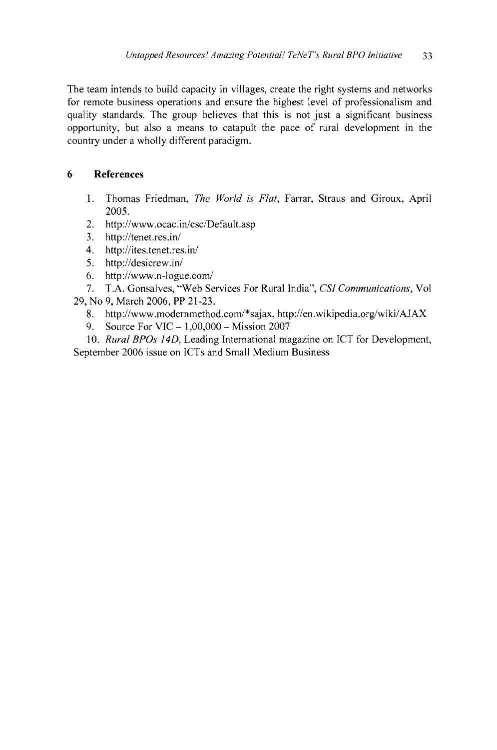The team intends to build capacity in villages, create the right systems and networks for remote business operations and ensure the highest level of professionalism and quality standards. The group believes that this is not just a significant business opportunity, but also a means to catapult the pace of rural development in the country under a wholly different paradigm.

## 6 References

1. Thomas Friedman, *The World is Flat*, Farrar, Straus and Giroux, April 2005.
2. http://www.ocac.in/csc/Default.asp
3. http://tenet.res.in/
4. http://ites.tenet.res.in/
5. http://desicrew.in/
6. http://www.n-logue.com/
7. T.A. Gonsalves, "Web Services For Rural India", *CSI Communications*, Vol 29, No 9, March 2006, PP 21-23.
8. http://www.modernmethod.com/*sajax, http://en.wikipedia.org/wiki/AJAX
9. Source For VIC – 1,00,000 – Mission 2007
10. *Rural BPOs 14D*, Leading International magazine on ICT for Development, September 2006 issue on ICTs and Small Medium Business